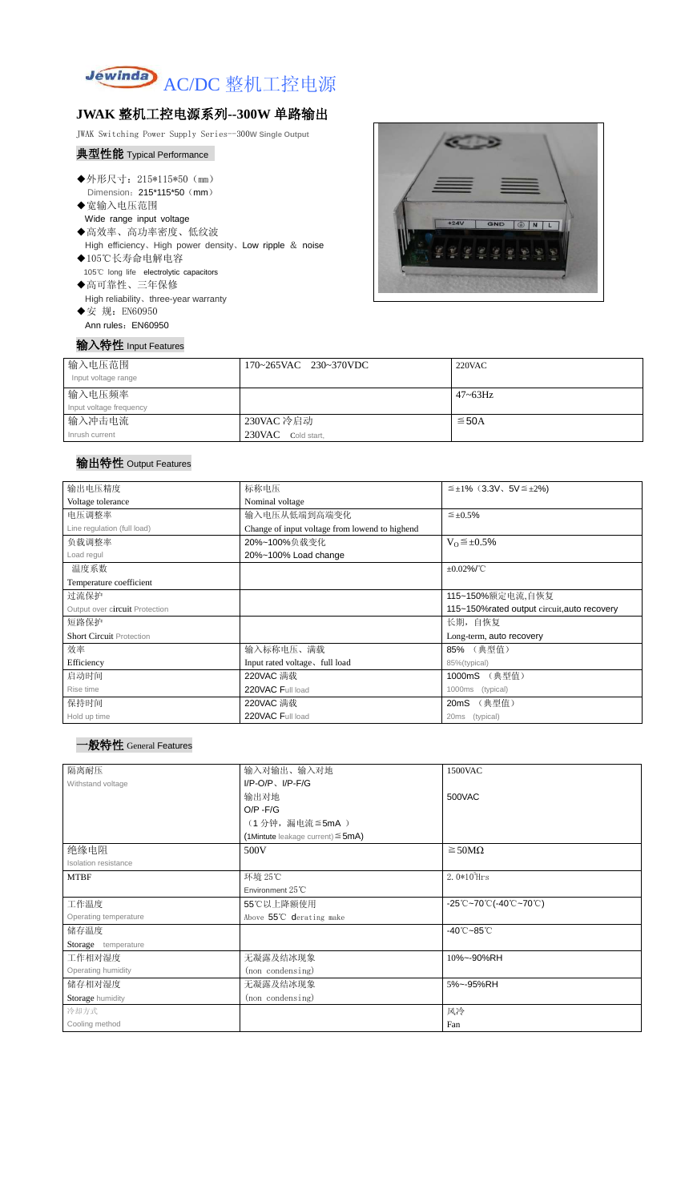# AC/DC 整机工控电源

## JWAK 整机工控电源系列--300W 单路输出

JWAK Switching Power Supply Series--300W Single Output

### 典型性能 Typical Performance

- ◆外形尺寸：215*115*50（mm）
  Dimension：215*115*50（mm）
- ◆宽输入电压范围
  Wide range input voltage
- ◆高效率、高功率密度、低纹波
  High efficiency、High power density、Low ripple ＆ noise
- ◆105℃长寿命电解电容
  105℃ long life electrolytic capacitors
- ◆高可靠性、三年保修
  High reliability、three-year warranty
- ◆安 规：EN60950
  Ann rules：EN60950

### 输入特性 Input Features

| 输入电压范围 Input voltage range | 170~265VAC 230~370VDC | 220VAC |
|---|---|---|
| 输入电压频率 Input voltage frequency | | 47~63Hz |
| 输入冲击电流 Inrush current | 230VAC 冷启动 230VAC Cold start, | ≦50A |

### 输出特性 Output Features

| 输出电压精度 Voltage tolerance | 标称电压 Nominal voltage | ≦±1%（3.3V、5V≦±2%） |
|---|---|---|
| 电压调整率 Line regulation (full load) | 输入电压从低端到高端变化 Change of input voltage from lowend to highend | ≦±0.5% |
| 负载调整率 Load regul | 20%~100%负载变化 20%~100% Load change | $V_O$≦±0.5% |
| 温度系数 Temperature coefficient | | ±0.02%/℃ |
| 过流保护 Output over circuit Protection | | 115~150%额定电流,自恢复 115~150%rated output circuit,auto recovery |
| 短路保护 Short Circuit Protection | | 长期，自恢复 Long-term, auto recovery |
| 效率 Efficiency | 输入标称电压、满载 Input rated voltage、full load | 85% （典型值） 85%(typical) |
| 启动时间 Rise time | 220VAC 满载 220VAC Full load | 1000mS （典型值） 1000ms (typical) |
| 保持时间 Hold up time | 220VAC 满载 220VAC Full load | 20mS （典型值） 20ms (typical) |

### 一般特性 General Features

| 隔离耐压 Withstand voltage | 输入对输出、输入对地 I/P-O/P、I/P-F/G | 1500VAC |
|---|---|---|
| | 输出对地 O/P -F/G | 500VAC |
| | （1 分钟，漏电流≦5mA ） (1Mintute leakage current)≦5mA) | |
| 绝缘电阻 Isolation resistance | 500V | ≧50MΩ |
| MTBF | 环境 25℃ Environment 25℃ | $2.0*10^5$Hrs |
| 工作温度 Operating temperature | 55℃以上降额使用 Above 55℃ derating make | -25℃~70℃(-40℃~70℃) |
| 储存温度 Storage temperature | | -40℃~85℃ |
| 工作相对湿度 Operating humidity | 无凝露及结冰现象 (non condensing) | 10%~-90%RH |
| 储存相对湿度 Storage humidity | 无凝露及结冰现象 (non condensing) | 5%~-95%RH |
| 冷却方式 Cooling method | | 风冷 Fan |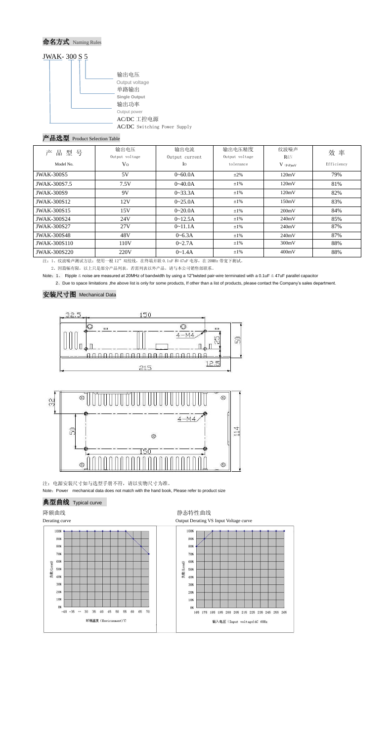## 命名方式 Naming Rules

JWAK- 300 S 5

- 输出电压 Output voltage
- 单路输出 Single Output
- 输出功率 Output power
- AC/DC 工控电源 AC/DC Switching Power Supply

## 产品选型 Product Selection Table

| 产 品 型 号 Model No. | 输出电压 Output voltage Vo | 输出电流 Output current Io | 输出电压精度 Output voltage tolerance | 纹波噪声 R&N V (P-P)mV | 效 率 Efficiency |
|---|---|---|---|---|---|
| JWAK-300S5 | 5V | 0~60.0A | ±2% | 120mV | 79% |
| JWAK-300S7.5 | 7.5V | 0~40.0A | ±1% | 120mV | 81% |
| JWAK-300S9 | 9V | 0~33.3A | ±1% | 120mV | 82% |
| JWAK-300S12 | 12V | 0~25.0A | ±1% | 150mV | 83% |
| JWAK-300S15 | 15V | 0~20.0A | ±1% | 200mV | 84% |
| JWAK-300S24 | 24V | 0~12.5A | ±1% | 240mV | 85% |
| JWAK-300S27 | 27V | 0~11.1A | ±1% | 240mV | 87% |
| JWAK-300S48 | 48V | 0~6.3A | ±1% | 240mV | 87% |
| JWAK-300S110 | 110V | 0~2.7A | ±1% | 300mV | 88% |
| JWAK-300S220 | 220V | 0~1.4A | ±1% | 400mV | 88% |

注：1、纹波噪声测试方法：使用一根 12" 双绞线，在终端并联 0.1uF 和 47uF 电容，在 20MHz 带宽下测试。

2、因篇幅有限，以上只是部分产品列表，若需列表以外产品，请与本公司销售部联系。

Note：1、 Ripple & noise are measured at 20MHz of bandwidth by using a 12"twisted pair-wire terminated with a 0.1uF & 47uF parallel capacitor

2、Due to space limitations ,the above list is only for some products, If other than a list of products, please contact the Company's sales department.

## 安装尺寸图 Mechanical Data

32.5
150
4-M4
25
50
12.5
215

32
4-M4
50
114
150

注：电源安装尺寸如与选型手册不符，请以实物尺寸为准。

Note：Power mechanical data does not match with the hand book, Please refer to product size

## 典型曲线 Typical curve

降额曲线

Derating curve

100%
90%
80%
70%
60%
50%
40%
30%
20%
10%
0%
负载(Load)
-40 -35 … 30 35 40 45 50 55 60 65 70
环境温度 (Environment)℃

静态特性曲线

Output Derating VS Input Voltage curve

100%
90%
80%
70%
60%
50%
40%
30%
20%
10%
0%
负载(Load)
165 175 185 195 200 205 215 225 235 245 255 265
输入电压 (Input voltage)AC 60Hz